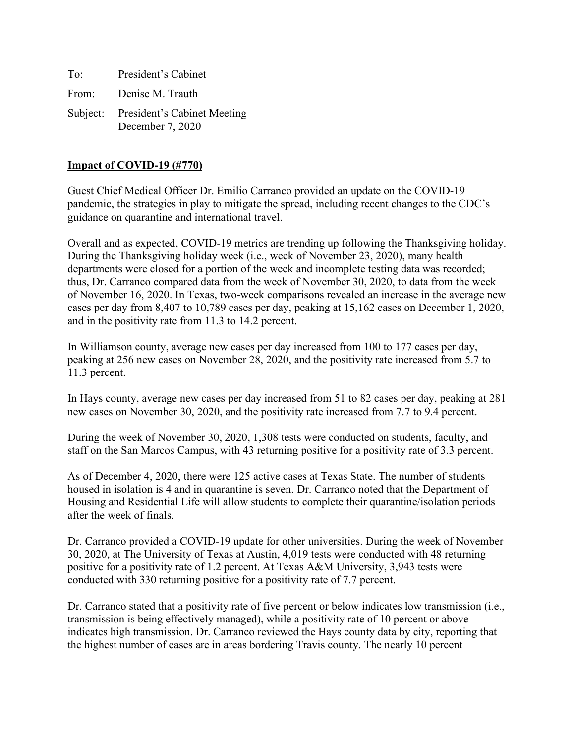To: President's Cabinet

From: Denise M. Trauth

Subject: President's Cabinet Meeting
December 7, 2020

**Impact of COVID-19 (#770)**

Guest Chief Medical Officer Dr. Emilio Carranco provided an update on the COVID-19 pandemic, the strategies in play to mitigate the spread, including recent changes to the CDC's guidance on quarantine and international travel.

Overall and as expected, COVID-19 metrics are trending up following the Thanksgiving holiday. During the Thanksgiving holiday week (i.e., week of November 23, 2020), many health departments were closed for a portion of the week and incomplete testing data was recorded; thus, Dr. Carranco compared data from the week of November 30, 2020, to data from the week of November 16, 2020. In Texas, two-week comparisons revealed an increase in the average new cases per day from 8,407 to 10,789 cases per day, peaking at 15,162 cases on December 1, 2020, and in the positivity rate from 11.3 to 14.2 percent.

In Williamson county, average new cases per day increased from 100 to 177 cases per day, peaking at 256 new cases on November 28, 2020, and the positivity rate increased from 5.7 to 11.3 percent.

In Hays county, average new cases per day increased from 51 to 82 cases per day, peaking at 281 new cases on November 30, 2020, and the positivity rate increased from 7.7 to 9.4 percent.

During the week of November 30, 2020, 1,308 tests were conducted on students, faculty, and staff on the San Marcos Campus, with 43 returning positive for a positivity rate of 3.3 percent.

As of December 4, 2020, there were 125 active cases at Texas State. The number of students housed in isolation is 4 and in quarantine is seven. Dr. Carranco noted that the Department of Housing and Residential Life will allow students to complete their quarantine/isolation periods after the week of finals.

Dr. Carranco provided a COVID-19 update for other universities. During the week of November 30, 2020, at The University of Texas at Austin, 4,019 tests were conducted with 48 returning positive for a positivity rate of 1.2 percent. At Texas A&M University, 3,943 tests were conducted with 330 returning positive for a positivity rate of 7.7 percent.

Dr. Carranco stated that a positivity rate of five percent or below indicates low transmission (i.e., transmission is being effectively managed), while a positivity rate of 10 percent or above indicates high transmission. Dr. Carranco reviewed the Hays county data by city, reporting that the highest number of cases are in areas bordering Travis county. The nearly 10 percent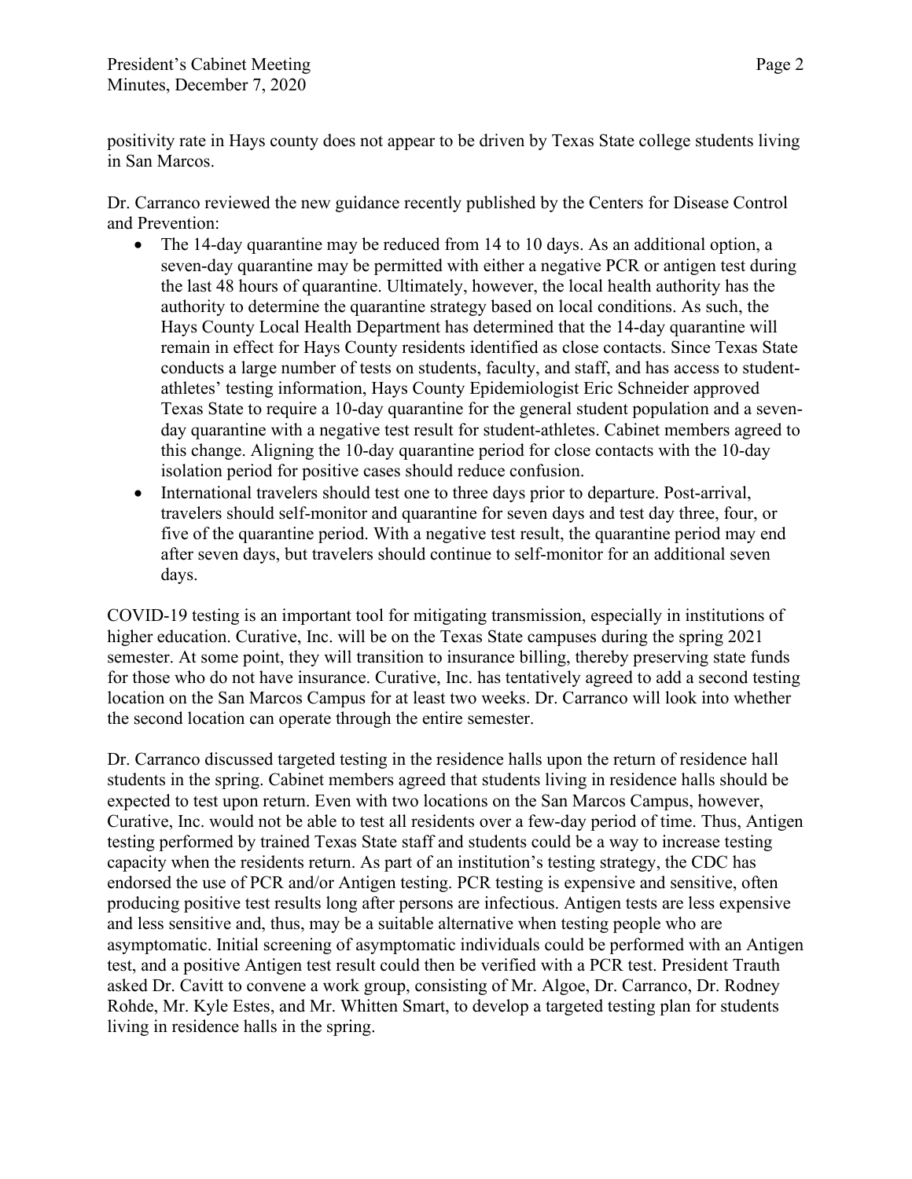positivity rate in Hays county does not appear to be driven by Texas State college students living in San Marcos.

Dr. Carranco reviewed the new guidance recently published by the Centers for Disease Control and Prevention:

- The 14-day quarantine may be reduced from 14 to 10 days. As an additional option, a seven-day quarantine may be permitted with either a negative PCR or antigen test during the last 48 hours of quarantine. Ultimately, however, the local health authority has the authority to determine the quarantine strategy based on local conditions. As such, the Hays County Local Health Department has determined that the 14-day quarantine will remain in effect for Hays County residents identified as close contacts. Since Texas State conducts a large number of tests on students, faculty, and staff, and has access to student-athletes' testing information, Hays County Epidemiologist Eric Schneider approved Texas State to require a 10-day quarantine for the general student population and a seven-day quarantine with a negative test result for student-athletes. Cabinet members agreed to this change. Aligning the 10-day quarantine period for close contacts with the 10-day isolation period for positive cases should reduce confusion.
- International travelers should test one to three days prior to departure. Post-arrival, travelers should self-monitor and quarantine for seven days and test day three, four, or five of the quarantine period. With a negative test result, the quarantine period may end after seven days, but travelers should continue to self-monitor for an additional seven days.

COVID-19 testing is an important tool for mitigating transmission, especially in institutions of higher education. Curative, Inc. will be on the Texas State campuses during the spring 2021 semester. At some point, they will transition to insurance billing, thereby preserving state funds for those who do not have insurance. Curative, Inc. has tentatively agreed to add a second testing location on the San Marcos Campus for at least two weeks. Dr. Carranco will look into whether the second location can operate through the entire semester.

Dr. Carranco discussed targeted testing in the residence halls upon the return of residence hall students in the spring. Cabinet members agreed that students living in residence halls should be expected to test upon return. Even with two locations on the San Marcos Campus, however, Curative, Inc. would not be able to test all residents over a few-day period of time. Thus, Antigen testing performed by trained Texas State staff and students could be a way to increase testing capacity when the residents return. As part of an institution's testing strategy, the CDC has endorsed the use of PCR and/or Antigen testing. PCR testing is expensive and sensitive, often producing positive test results long after persons are infectious. Antigen tests are less expensive and less sensitive and, thus, may be a suitable alternative when testing people who are asymptomatic. Initial screening of asymptomatic individuals could be performed with an Antigen test, and a positive Antigen test result could then be verified with a PCR test. President Trauth asked Dr. Cavitt to convene a work group, consisting of Mr. Algoe, Dr. Carranco, Dr. Rodney Rohde, Mr. Kyle Estes, and Mr. Whitten Smart, to develop a targeted testing plan for students living in residence halls in the spring.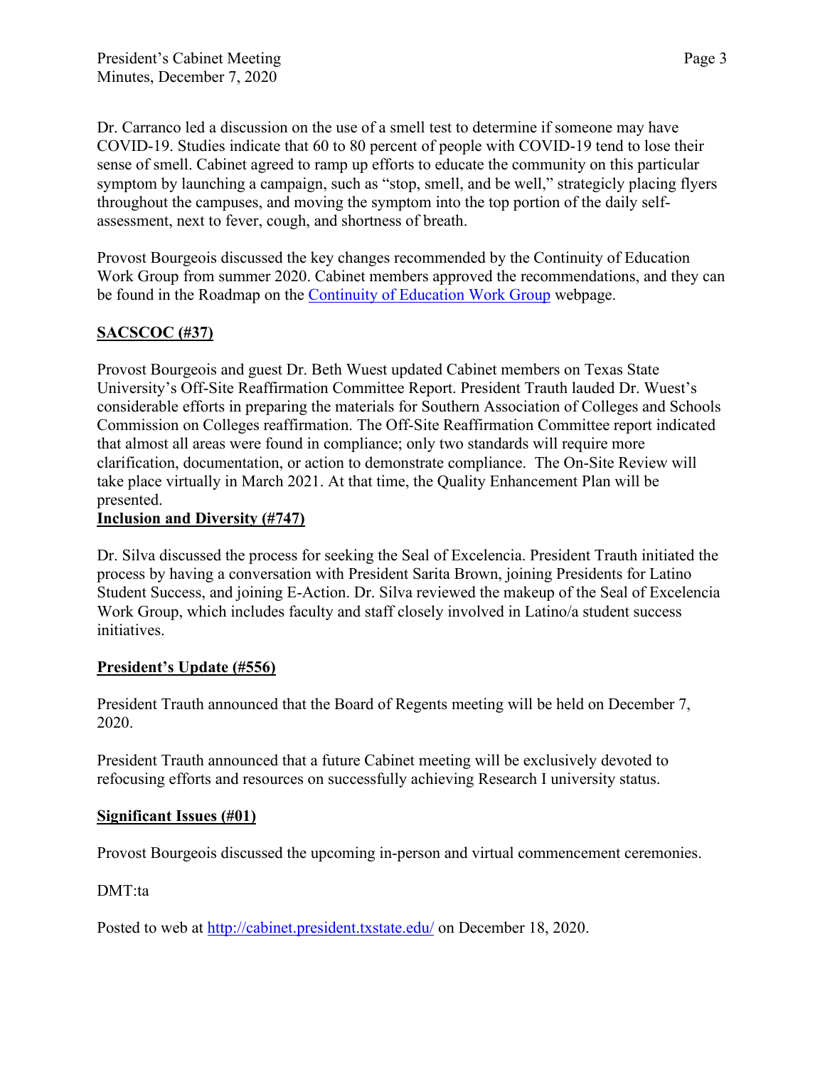Dr. Carranco led a discussion on the use of a smell test to determine if someone may have COVID-19. Studies indicate that 60 to 80 percent of people with COVID-19 tend to lose their sense of smell. Cabinet agreed to ramp up efforts to educate the community on this particular symptom by launching a campaign, such as "stop, smell, and be well," strategicly placing flyers throughout the campuses, and moving the symptom into the top portion of the daily self-assessment, next to fever, cough, and shortness of breath.

Provost Bourgeois discussed the key changes recommended by the Continuity of Education Work Group from summer 2020. Cabinet members approved the recommendations, and they can be found in the Roadmap on the [Continuity of Education Work Group](#) webpage.

**SACSCOC (#37)**

Provost Bourgeois and guest Dr. Beth Wuest updated Cabinet members on Texas State University's Off-Site Reaffirmation Committee Report. President Trauth lauded Dr. Wuest's considerable efforts in preparing the materials for Southern Association of Colleges and Schools Commission on Colleges reaffirmation. The Off-Site Reaffirmation Committee report indicated that almost all areas were found in compliance; only two standards will require more clarification, documentation, or action to demonstrate compliance. The On-Site Review will take place virtually in March 2021. At that time, the Quality Enhancement Plan will be presented.

**Inclusion and Diversity (#747)**

Dr. Silva discussed the process for seeking the Seal of Excelencia. President Trauth initiated the process by having a conversation with President Sarita Brown, joining Presidents for Latino Student Success, and joining E-Action. Dr. Silva reviewed the makeup of the Seal of Excelencia Work Group, which includes faculty and staff closely involved in Latino/a student success initiatives.

**President's Update (#556)**

President Trauth announced that the Board of Regents meeting will be held on December 7, 2020.

President Trauth announced that a future Cabinet meeting will be exclusively devoted to refocusing efforts and resources on successfully achieving Research I university status.

**Significant Issues (#01)**

Provost Bourgeois discussed the upcoming in-person and virtual commencement ceremonies.

DMT:ta

Posted to web at http://cabinet.president.txstate.edu/ on December 18, 2020.